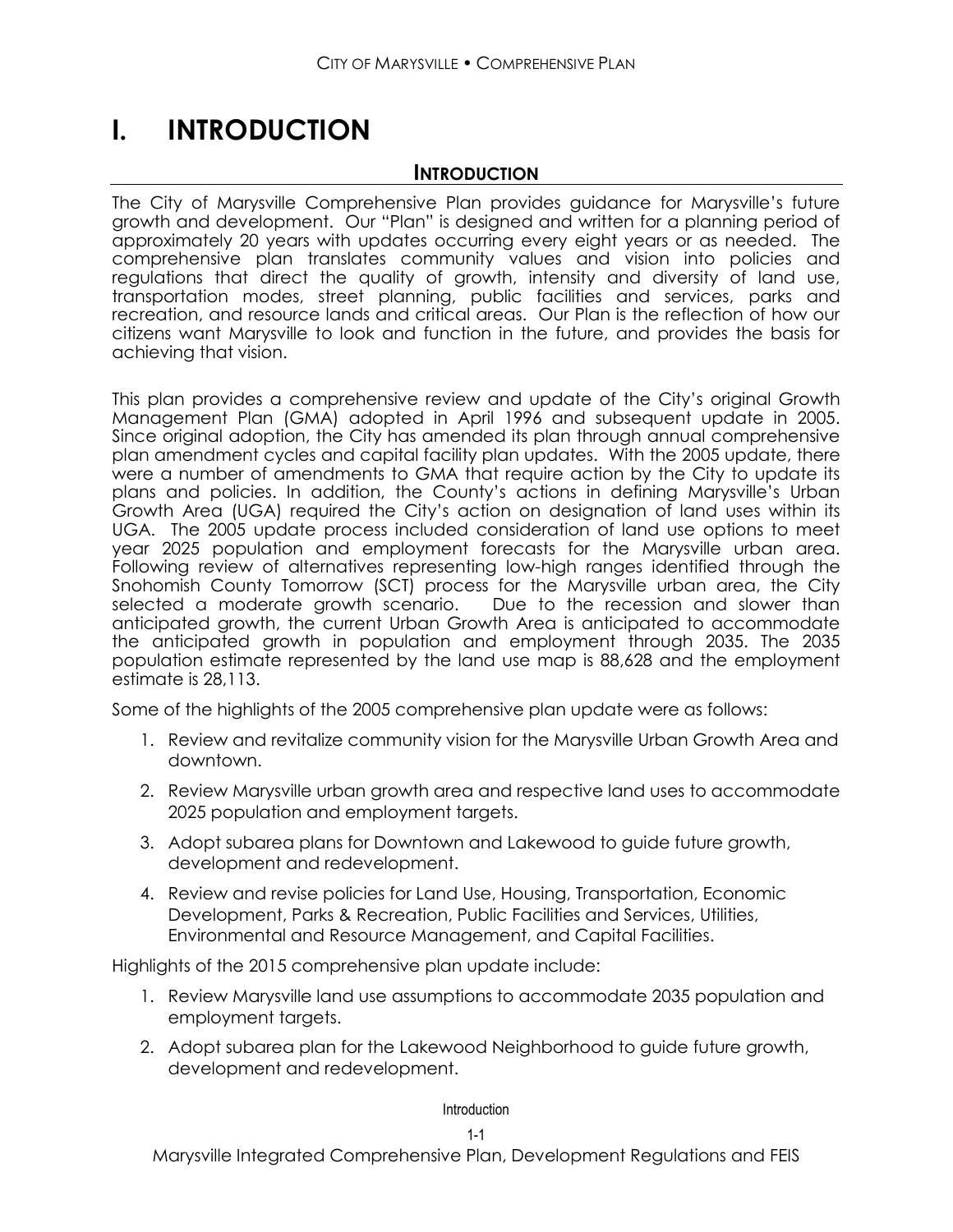# I. INTRODUCTION

## INTRODUCTION

The City of Marysville Comprehensive Plan provides guidance for Marysville's future growth and development. Our "Plan" is designed and written for a planning period of approximately 20 years with updates occurring every eight years or as needed. The comprehensive plan translates community values and vision into policies and regulations that direct the quality of growth, intensity and diversity of land use, transportation modes, street planning, public facilities and services, parks and recreation, and resource lands and critical areas. Our Plan is the reflection of how our citizens want Marysville to look and function in the future, and provides the basis for achieving that vision.

This plan provides a comprehensive review and update of the City's original Growth Management Plan (GMA) adopted in April 1996 and subsequent update in 2005. Since original adoption, the City has amended its plan through annual comprehensive plan amendment cycles and capital facility plan updates. With the 2005 update, there were a number of amendments to GMA that require action by the City to update its plans and policies. In addition, the County's actions in defining Marysville's Urban Growth Area (UGA) required the City's action on designation of land uses within its UGA. The 2005 update process included consideration of land use options to meet year 2025 population and employment forecasts for the Marysville urban area. Following review of alternatives representing low-high ranges identified through the Snohomish County Tomorrow (SCT) process for the Marysville urban area, the City selected a moderate growth scenario. Due to the recession and slower than anticipated growth, the current Urban Growth Area is anticipated to accommodate the anticipated growth in population and employment through 2035. The 2035 population estimate represented by the land use map is 88,628 and the employment estimate is 28,113.

Some of the highlights of the 2005 comprehensive plan update were as follows:

1. Review and revitalize community vision for the Marysville Urban Growth Area and downtown.
2. Review Marysville urban growth area and respective land uses to accommodate 2025 population and employment targets.
3. Adopt subarea plans for Downtown and Lakewood to guide future growth, development and redevelopment.
4. Review and revise policies for Land Use, Housing, Transportation, Economic Development, Parks & Recreation, Public Facilities and Services, Utilities, Environmental and Resource Management, and Capital Facilities.

Highlights of the 2015 comprehensive plan update include:

1. Review Marysville land use assumptions to accommodate 2035 population and employment targets.
2. Adopt subarea plan for the Lakewood Neighborhood to guide future growth, development and redevelopment.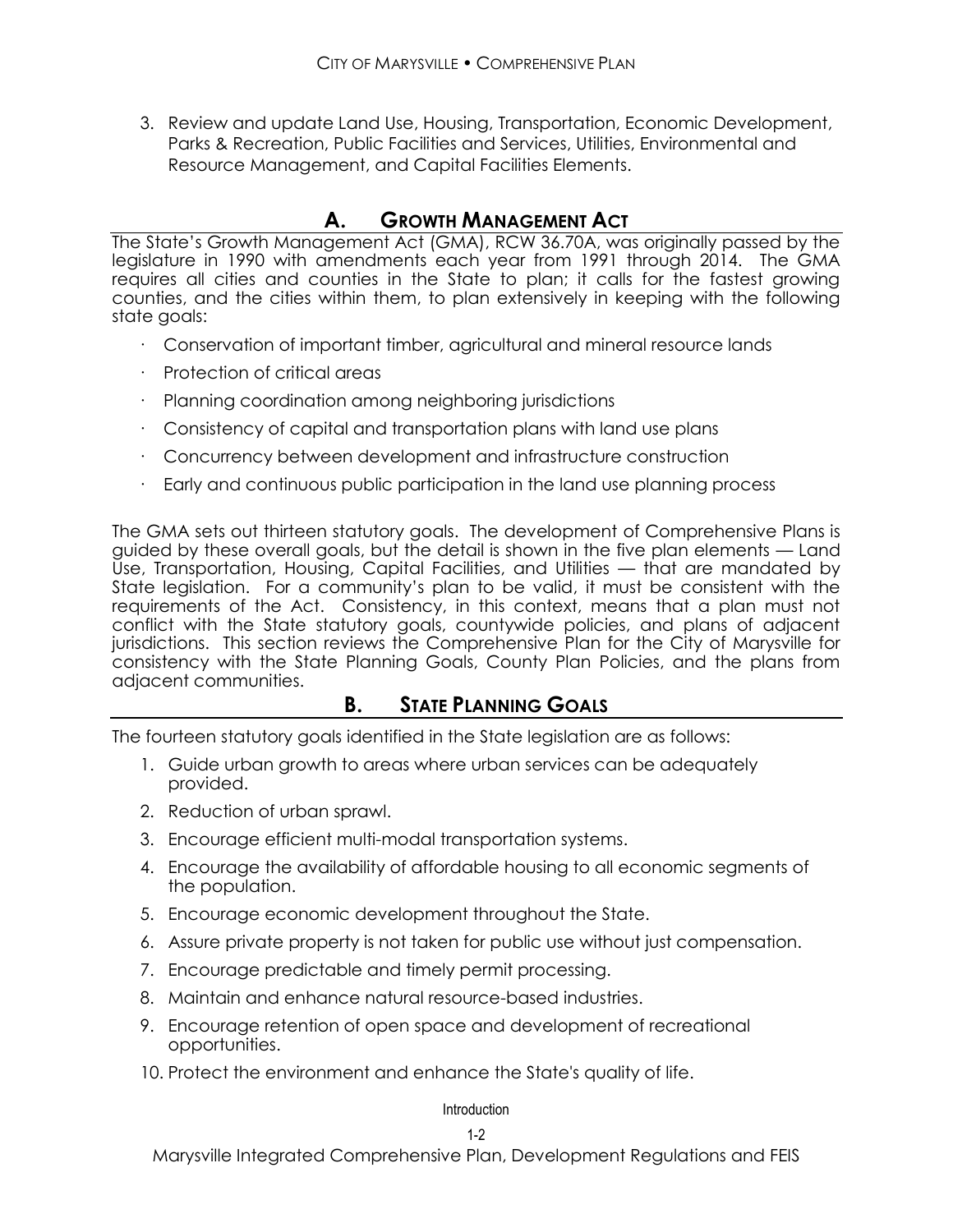3. Review and update Land Use, Housing, Transportation, Economic Development, Parks & Recreation, Public Facilities and Services, Utilities, Environmental and Resource Management, and Capital Facilities Elements.

## A. Growth Management Act

The State's Growth Management Act (GMA), RCW 36.70A, was originally passed by the legislature in 1990 with amendments each year from 1991 through 2014. The GMA requires all cities and counties in the State to plan; it calls for the fastest growing counties, and the cities within them, to plan extensively in keeping with the following state goals:

- Conservation of important timber, agricultural and mineral resource lands
- Protection of critical areas
- Planning coordination among neighboring jurisdictions
- Consistency of capital and transportation plans with land use plans
- Concurrency between development and infrastructure construction
- Early and continuous public participation in the land use planning process

The GMA sets out thirteen statutory goals. The development of Comprehensive Plans is guided by these overall goals, but the detail is shown in the five plan elements — Land Use, Transportation, Housing, Capital Facilities, and Utilities — that are mandated by State legislation. For a community's plan to be valid, it must be consistent with the requirements of the Act. Consistency, in this context, means that a plan must not conflict with the State statutory goals, countywide policies, and plans of adjacent jurisdictions. This section reviews the Comprehensive Plan for the City of Marysville for consistency with the State Planning Goals, County Plan Policies, and the plans from adjacent communities.

## B. State Planning Goals

The fourteen statutory goals identified in the State legislation are as follows:

1. Guide urban growth to areas where urban services can be adequately provided.
2. Reduction of urban sprawl.
3. Encourage efficient multi-modal transportation systems.
4. Encourage the availability of affordable housing to all economic segments of the population.
5. Encourage economic development throughout the State.
6. Assure private property is not taken for public use without just compensation.
7. Encourage predictable and timely permit processing.
8. Maintain and enhance natural resource-based industries.
9. Encourage retention of open space and development of recreational opportunities.
10. Protect the environment and enhance the State's quality of life.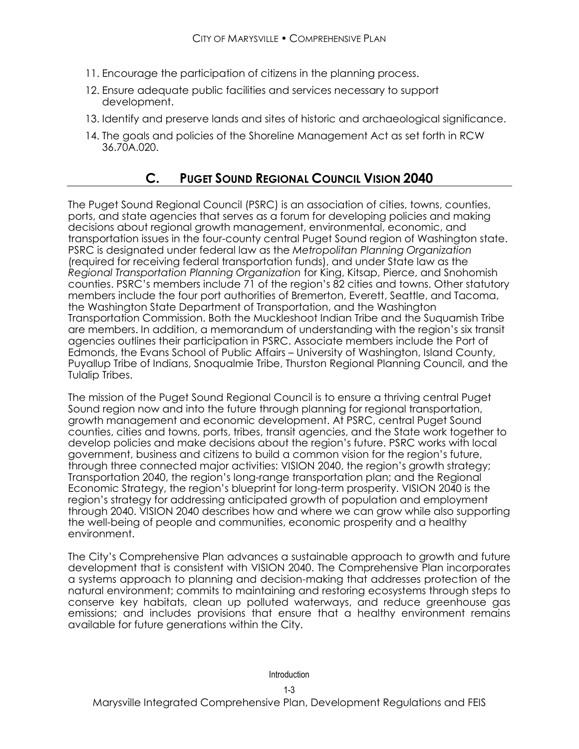11. Encourage the participation of citizens in the planning process.
12. Ensure adequate public facilities and services necessary to support development.
13. Identify and preserve lands and sites of historic and archaeological significance.
14. The goals and policies of the Shoreline Management Act as set forth in RCW 36.70A.020.

## C. Puget Sound Regional Council Vision 2040

The Puget Sound Regional Council (PSRC) is an association of cities, towns, counties, ports, and state agencies that serves as a forum for developing policies and making decisions about regional growth management, environmental, economic, and transportation issues in the four-county central Puget Sound region of Washington state. PSRC is designated under federal law as the *Metropolitan Planning Organization* (required for receiving federal transportation funds), and under State law as the *Regional Transportation Planning Organization* for King, Kitsap, Pierce, and Snohomish counties. PSRC's members include 71 of the region's 82 cities and towns. Other statutory members include the four port authorities of Bremerton, Everett, Seattle, and Tacoma, the Washington State Department of Transportation, and the Washington Transportation Commission. Both the Muckleshoot Indian Tribe and the Suquamish Tribe are members. In addition, a memorandum of understanding with the region's six transit agencies outlines their participation in PSRC. Associate members include the Port of Edmonds, the Evans School of Public Affairs – University of Washington, Island County, Puyallup Tribe of Indians, Snoqualmie Tribe, Thurston Regional Planning Council, and the Tulalip Tribes.

The mission of the Puget Sound Regional Council is to ensure a thriving central Puget Sound region now and into the future through planning for regional transportation, growth management and economic development. At PSRC, central Puget Sound counties, cities and towns, ports, tribes, transit agencies, and the State work together to develop policies and make decisions about the region's future. PSRC works with local government, business and citizens to build a common vision for the region's future, through three connected major activities: VISION 2040, the region's growth strategy; Transportation 2040, the region's long-range transportation plan; and the Regional Economic Strategy, the region's blueprint for long-term prosperity. VISION 2040 is the region's strategy for addressing anticipated growth of population and employment through 2040. VISION 2040 describes how and where we can grow while also supporting the well-being of people and communities, economic prosperity and a healthy environment.

The City's Comprehensive Plan advances a sustainable approach to growth and future development that is consistent with VISION 2040. The Comprehensive Plan incorporates a systems approach to planning and decision-making that addresses protection of the natural environment; commits to maintaining and restoring ecosystems through steps to conserve key habitats, clean up polluted waterways, and reduce greenhouse gas emissions; and includes provisions that ensure that a healthy environment remains available for future generations within the City.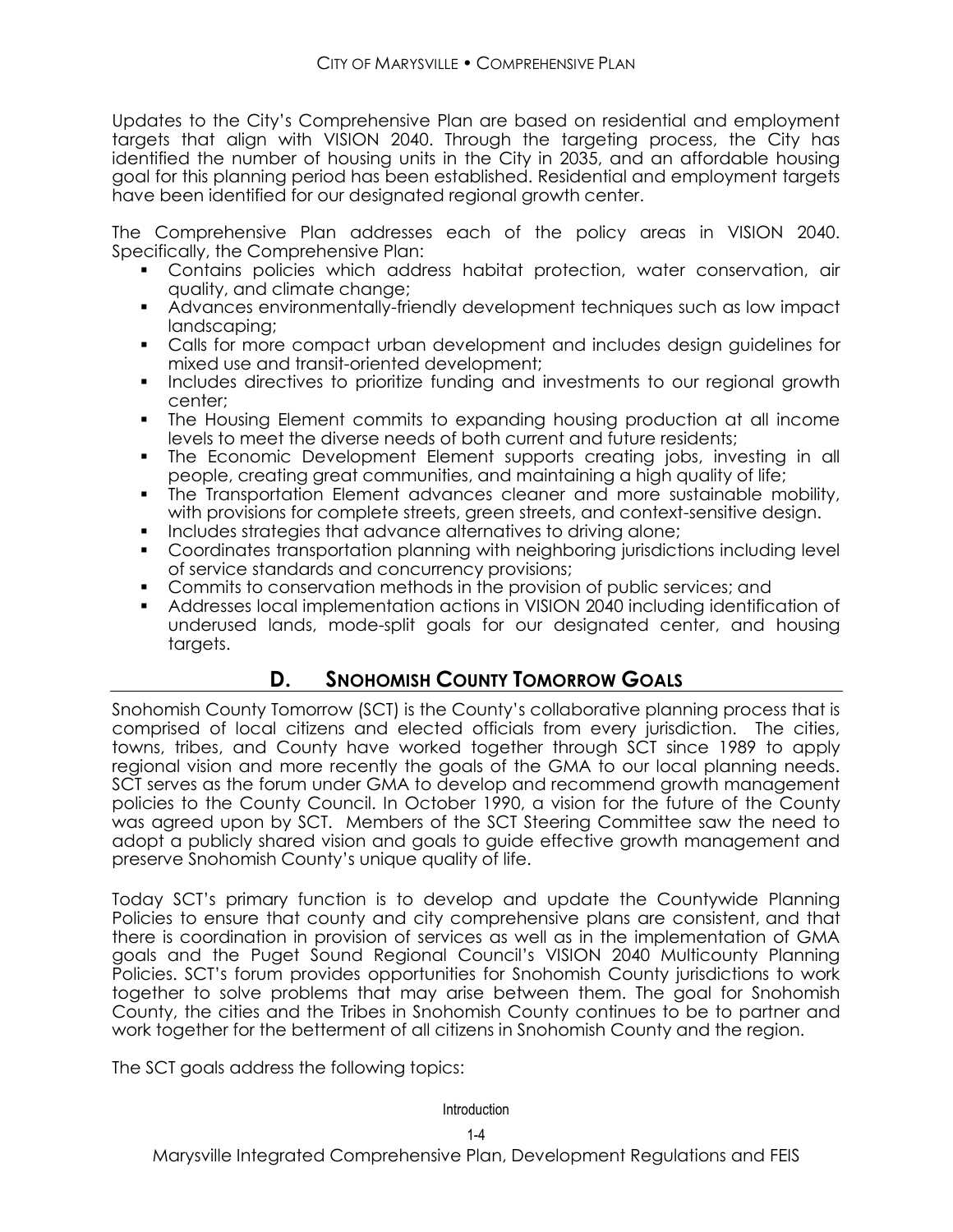Updates to the City's Comprehensive Plan are based on residential and employment targets that align with VISION 2040. Through the targeting process, the City has identified the number of housing units in the City in 2035, and an affordable housing goal for this planning period has been established. Residential and employment targets have been identified for our designated regional growth center.

The Comprehensive Plan addresses each of the policy areas in VISION 2040. Specifically, the Comprehensive Plan:

- Contains policies which address habitat protection, water conservation, air quality, and climate change;
- Advances environmentally-friendly development techniques such as low impact landscaping;
- Calls for more compact urban development and includes design guidelines for mixed use and transit-oriented development;
- Includes directives to prioritize funding and investments to our regional growth center;
- The Housing Element commits to expanding housing production at all income levels to meet the diverse needs of both current and future residents;
- The Economic Development Element supports creating jobs, investing in all people, creating great communities, and maintaining a high quality of life;
- The Transportation Element advances cleaner and more sustainable mobility, with provisions for complete streets, green streets, and context-sensitive design.
- Includes strategies that advance alternatives to driving alone;
- Coordinates transportation planning with neighboring jurisdictions including level of service standards and concurrency provisions;
- Commits to conservation methods in the provision of public services; and
- Addresses local implementation actions in VISION 2040 including identification of underused lands, mode-split goals for our designated center, and housing targets.

## D. SNOHOMISH COUNTY TOMORROW GOALS

Snohomish County Tomorrow (SCT) is the County's collaborative planning process that is comprised of local citizens and elected officials from every jurisdiction. The cities, towns, tribes, and County have worked together through SCT since 1989 to apply regional vision and more recently the goals of the GMA to our local planning needs. SCT serves as the forum under GMA to develop and recommend growth management policies to the County Council. In October 1990, a vision for the future of the County was agreed upon by SCT. Members of the SCT Steering Committee saw the need to adopt a publicly shared vision and goals to guide effective growth management and preserve Snohomish County's unique quality of life.

Today SCT's primary function is to develop and update the Countywide Planning Policies to ensure that county and city comprehensive plans are consistent, and that there is coordination in provision of services as well as in the implementation of GMA goals and the Puget Sound Regional Council's VISION 2040 Multicounty Planning Policies. SCT's forum provides opportunities for Snohomish County jurisdictions to work together to solve problems that may arise between them. The goal for Snohomish County, the cities and the Tribes in Snohomish County continues to be to partner and work together for the betterment of all citizens in Snohomish County and the region.

The SCT goals address the following topics: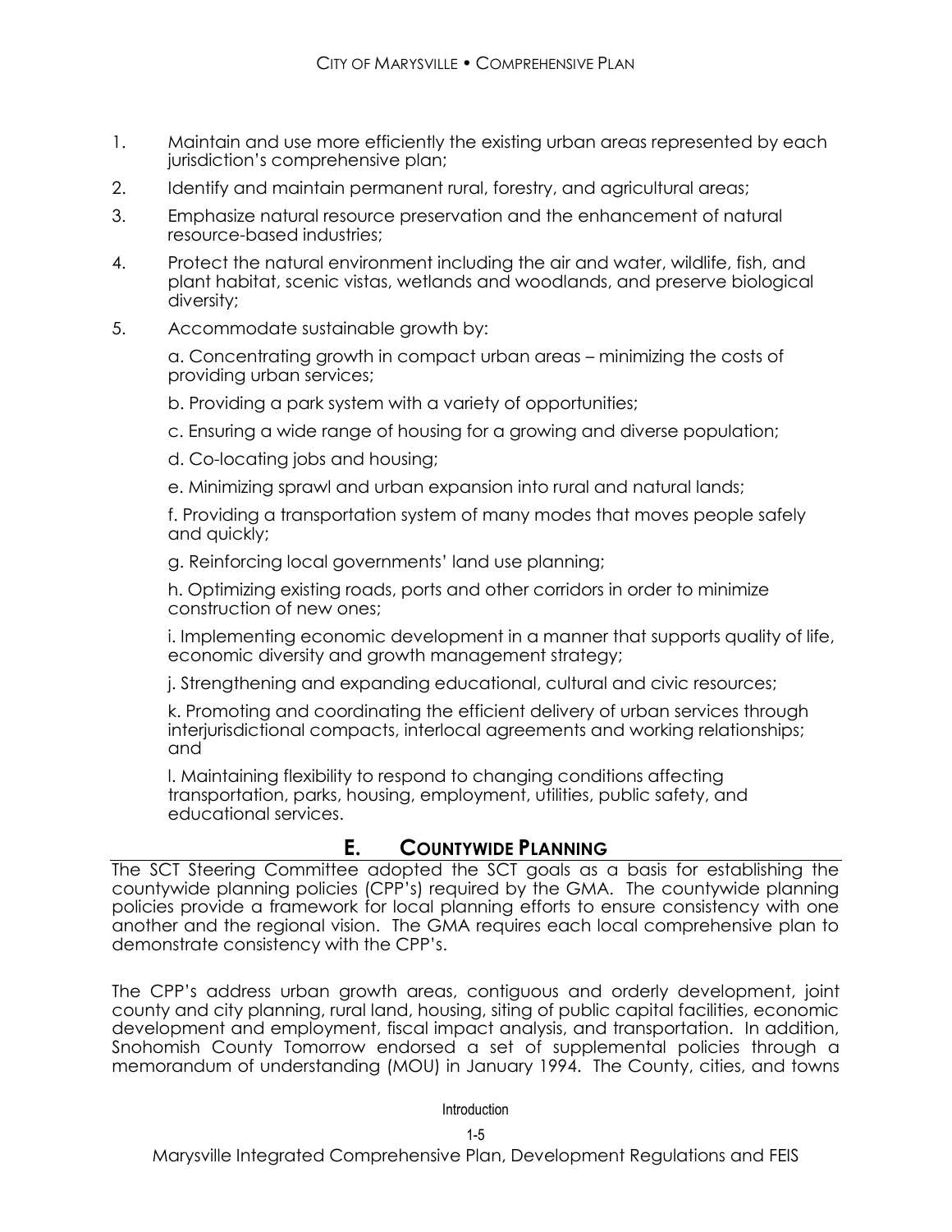1. Maintain and use more efficiently the existing urban areas represented by each jurisdiction's comprehensive plan;
2. Identify and maintain permanent rural, forestry, and agricultural areas;
3. Emphasize natural resource preservation and the enhancement of natural resource-based industries;
4. Protect the natural environment including the air and water, wildlife, fish, and plant habitat, scenic vistas, wetlands and woodlands, and preserve biological diversity;
5. Accommodate sustainable growth by:

   a. Concentrating growth in compact urban areas – minimizing the costs of providing urban services;

   b. Providing a park system with a variety of opportunities;

   c. Ensuring a wide range of housing for a growing and diverse population;

   d. Co-locating jobs and housing;

   e. Minimizing sprawl and urban expansion into rural and natural lands;

   f. Providing a transportation system of many modes that moves people safely and quickly;

   g. Reinforcing local governments' land use planning;

   h. Optimizing existing roads, ports and other corridors in order to minimize construction of new ones;

   i. Implementing economic development in a manner that supports quality of life, economic diversity and growth management strategy;

   j. Strengthening and expanding educational, cultural and civic resources;

   k. Promoting and coordinating the efficient delivery of urban services through interjurisdictional compacts, interlocal agreements and working relationships; and

   l. Maintaining flexibility to respond to changing conditions affecting transportation, parks, housing, employment, utilities, public safety, and educational services.

## E. COUNTYWIDE PLANNING

The SCT Steering Committee adopted the SCT goals as a basis for establishing the countywide planning policies (CPP's) required by the GMA. The countywide planning policies provide a framework for local planning efforts to ensure consistency with one another and the regional vision. The GMA requires each local comprehensive plan to demonstrate consistency with the CPP's.

The CPP's address urban growth areas, contiguous and orderly development, joint county and city planning, rural land, housing, siting of public capital facilities, economic development and employment, fiscal impact analysis, and transportation. In addition, Snohomish County Tomorrow endorsed a set of supplemental policies through a memorandum of understanding (MOU) in January 1994. The County, cities, and towns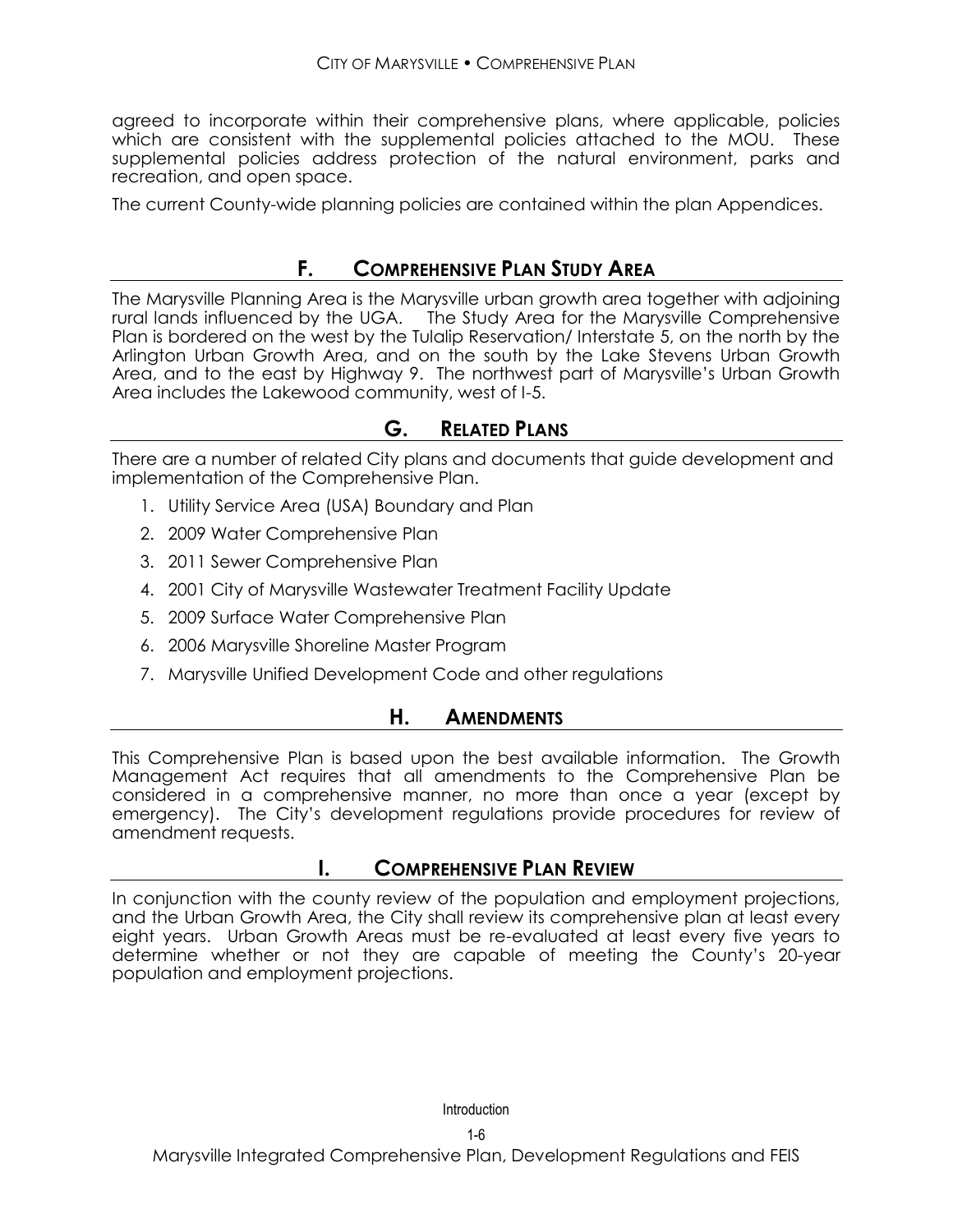agreed to incorporate within their comprehensive plans, where applicable, policies which are consistent with the supplemental policies attached to the MOU. These supplemental policies address protection of the natural environment, parks and recreation, and open space.

The current County-wide planning policies are contained within the plan Appendices.

## F. COMPREHENSIVE PLAN STUDY AREA

The Marysville Planning Area is the Marysville urban growth area together with adjoining rural lands influenced by the UGA. The Study Area for the Marysville Comprehensive Plan is bordered on the west by the Tulalip Reservation/ Interstate 5, on the north by the Arlington Urban Growth Area, and on the south by the Lake Stevens Urban Growth Area, and to the east by Highway 9. The northwest part of Marysville's Urban Growth Area includes the Lakewood community, west of I-5.

## G. RELATED PLANS

There are a number of related City plans and documents that guide development and implementation of the Comprehensive Plan.

1. Utility Service Area (USA) Boundary and Plan
2. 2009 Water Comprehensive Plan
3. 2011 Sewer Comprehensive Plan
4. 2001 City of Marysville Wastewater Treatment Facility Update
5. 2009 Surface Water Comprehensive Plan
6. 2006 Marysville Shoreline Master Program
7. Marysville Unified Development Code and other regulations

## H. AMENDMENTS

This Comprehensive Plan is based upon the best available information. The Growth Management Act requires that all amendments to the Comprehensive Plan be considered in a comprehensive manner, no more than once a year (except by emergency). The City's development regulations provide procedures for review of amendment requests.

## I. COMPREHENSIVE PLAN REVIEW

In conjunction with the county review of the population and employment projections, and the Urban Growth Area, the City shall review its comprehensive plan at least every eight years. Urban Growth Areas must be re-evaluated at least every five years to determine whether or not they are capable of meeting the County's 20-year population and employment projections.